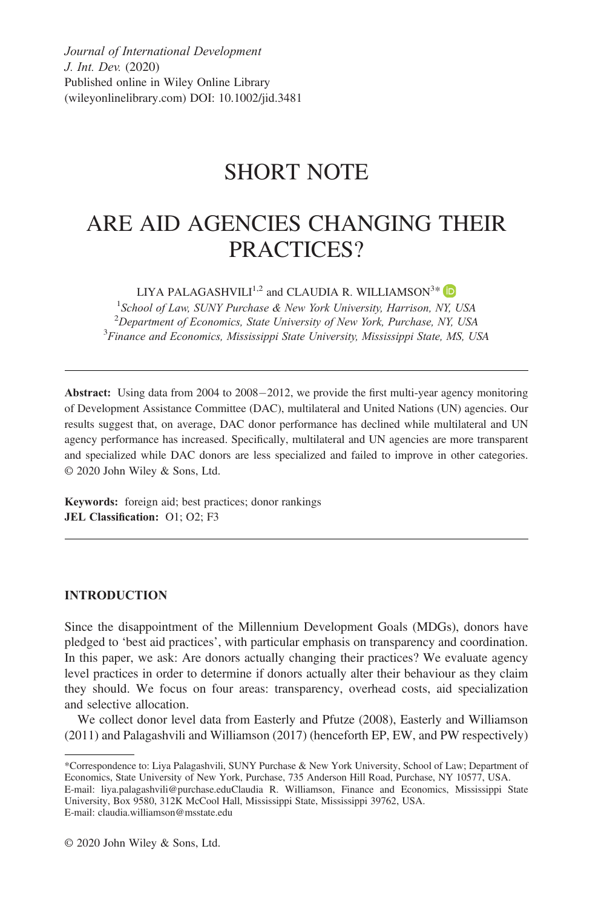*Journal of International Development*
*J. Int. Dev.* (2020)
Published online in Wiley Online Library
(wileyonlinelibrary.com) DOI: 10.1002/jid.3481

# SHORT NOTE

# ARE AID AGENCIES CHANGING THEIR PRACTICES?

LIYA PALAGASHVILI[1,2] and CLAUDIA R. WILLIAMSON[3]*

[1]*School of Law, SUNY Purchase & New York University, Harrison, NY, USA*
[2]*Department of Economics, State University of New York, Purchase, NY, USA*
[3]*Finance and Economics, Mississippi State University, Mississippi State, MS, USA*

---

**Abstract:** Using data from 2004 to 2008−2012, we provide the first multi-year agency monitoring of Development Assistance Committee (DAC), multilateral and United Nations (UN) agencies. Our results suggest that, on average, DAC donor performance has declined while multilateral and UN agency performance has increased. Specifically, multilateral and UN agencies are more transparent and specialized while DAC donors are less specialized and failed to improve in other categories. © 2020 John Wiley & Sons, Ltd.

**Keywords:** foreign aid; best practices; donor rankings
**JEL Classification:** O1; O2; F3

---

## INTRODUCTION

Since the disappointment of the Millennium Development Goals (MDGs), donors have pledged to 'best aid practices', with particular emphasis on transparency and coordination. In this paper, we ask: Are donors actually changing their practices? We evaluate agency level practices in order to determine if donors actually alter their behaviour as they claim they should. We focus on four areas: transparency, overhead costs, aid specialization and selective allocation.

We collect donor level data from Easterly and Pfutze (2008), Easterly and Williamson (2011) and Palagashvili and Williamson (2017) (henceforth EP, EW, and PW respectively)

---

*Correspondence to: Liya Palagashvili, SUNY Purchase & New York University, School of Law; Department of Economics, State University of New York, Purchase, 735 Anderson Hill Road, Purchase, NY 10577, USA.
E-mail: liya.palagashvili@purchase.eduClaudia R. Williamson, Finance and Economics, Mississippi State University, Box 9580, 312K McCool Hall, Mississippi State, Mississippi 39762, USA.
E-mail: claudia.williamson@msstate.edu

© 2020 John Wiley & Sons, Ltd.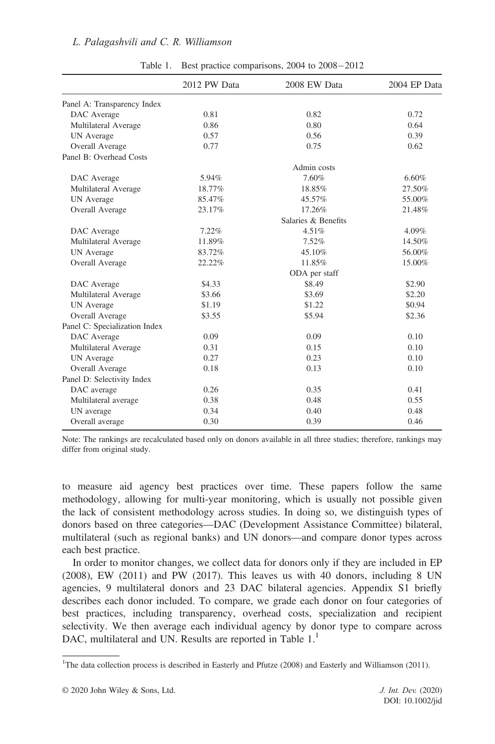Table 1. Best practice comparisons, 2004 to 2008−2012

| | 2012 PW Data | 2008 EW Data | 2004 EP Data |
|---|---|---|---|
| Panel A: Transparency Index | | | |
| DAC Average | 0.81 | 0.82 | 0.72 |
| Multilateral Average | 0.86 | 0.80 | 0.64 |
| UN Average | 0.57 | 0.56 | 0.39 |
| Overall Average | 0.77 | 0.75 | 0.62 |
| Panel B: Overhead Costs | | | |
| | | Admin costs | |
| DAC Average | 5.94% | 7.60% | 6.60% |
| Multilateral Average | 18.77% | 18.85% | 27.50% |
| UN Average | 85.47% | 45.57% | 55.00% |
| Overall Average | 23.17% | 17.26% | 21.48% |
| | | Salaries & Benefits | |
| DAC Average | 7.22% | 4.51% | 4.09% |
| Multilateral Average | 11.89% | 7.52% | 14.50% |
| UN Average | 83.72% | 45.10% | 56.00% |
| Overall Average | 22.22% | 11.85% | 15.00% |
| | | ODA per staff | |
| DAC Average | $4.33 | $8.49 | $2.90 |
| Multilateral Average | $3.66 | $3.69 | $2.20 |
| UN Average | $1.19 | $1.22 | $0.94 |
| Overall Average | $3.55 | $5.94 | $2.36 |
| Panel C: Specialization Index | | | |
| DAC Average | 0.09 | 0.09 | 0.10 |
| Multilateral Average | 0.31 | 0.15 | 0.10 |
| UN Average | 0.27 | 0.23 | 0.10 |
| Overall Average | 0.18 | 0.13 | 0.10 |
| Panel D: Selectivity Index | | | |
| DAC average | 0.26 | 0.35 | 0.41 |
| Multilateral average | 0.38 | 0.48 | 0.55 |
| UN average | 0.34 | 0.40 | 0.48 |
| Overall average | 0.30 | 0.39 | 0.46 |

Note: The rankings are recalculated based only on donors available in all three studies; therefore, rankings may differ from original study.

to measure aid agency best practices over time. These papers follow the same methodology, allowing for multi-year monitoring, which is usually not possible given the lack of consistent methodology across studies. In doing so, we distinguish types of donors based on three categories—DAC (Development Assistance Committee) bilateral, multilateral (such as regional banks) and UN donors—and compare donor types across each best practice.

In order to monitor changes, we collect data for donors only if they are included in EP (2008), EW (2011) and PW (2017). This leaves us with 40 donors, including 8 UN agencies, 9 multilateral donors and 23 DAC bilateral agencies. Appendix S1 briefly describes each donor included. To compare, we grade each donor on four categories of best practices, including transparency, overhead costs, specialization and recipient selectivity. We then average each individual agency by donor type to compare across DAC, multilateral and UN. Results are reported in Table 1.[1]

[1]The data collection process is described in Easterly and Pfutze (2008) and Easterly and Williamson (2011).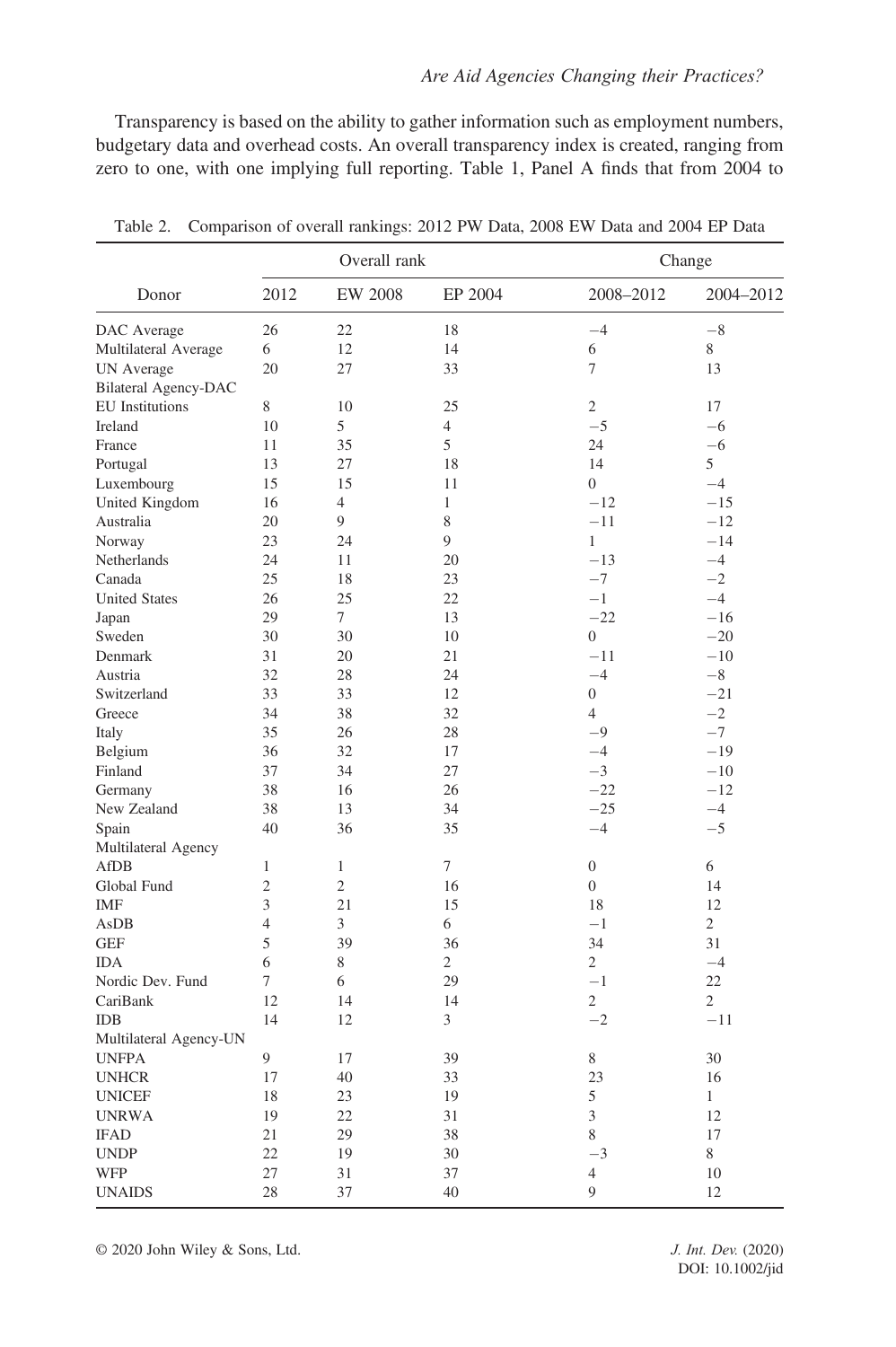Transparency is based on the ability to gather information such as employment numbers, budgetary data and overhead costs. An overall transparency index is created, ranging from zero to one, with one implying full reporting. Table 1, Panel A finds that from 2004 to

Table 2. Comparison of overall rankings: 2012 PW Data, 2008 EW Data and 2004 EP Data

| Donor | Overall rank | | | Change | |
|---|---|---|---|---|---|
| | 2012 | EW 2008 | EP 2004 | 2008–2012 | 2004–2012 |
| DAC Average | 26 | 22 | 18 | −4 | −8 |
| Multilateral Average | 6 | 12 | 14 | 6 | 8 |
| UN Average | 20 | 27 | 33 | 7 | 13 |
| Bilateral Agency-DAC | | | | | |
| EU Institutions | 8 | 10 | 25 | 2 | 17 |
| Ireland | 10 | 5 | 4 | −5 | −6 |
| France | 11 | 35 | 5 | 24 | −6 |
| Portugal | 13 | 27 | 18 | 14 | 5 |
| Luxembourg | 15 | 15 | 11 | 0 | −4 |
| United Kingdom | 16 | 4 | 1 | −12 | −15 |
| Australia | 20 | 9 | 8 | −11 | −12 |
| Norway | 23 | 24 | 9 | 1 | −14 |
| Netherlands | 24 | 11 | 20 | −13 | −4 |
| Canada | 25 | 18 | 23 | −7 | −2 |
| United States | 26 | 25 | 22 | −1 | −4 |
| Japan | 29 | 7 | 13 | −22 | −16 |
| Sweden | 30 | 30 | 10 | 0 | −20 |
| Denmark | 31 | 20 | 21 | −11 | −10 |
| Austria | 32 | 28 | 24 | −4 | −8 |
| Switzerland | 33 | 33 | 12 | 0 | −21 |
| Greece | 34 | 38 | 32 | 4 | −2 |
| Italy | 35 | 26 | 28 | −9 | −7 |
| Belgium | 36 | 32 | 17 | −4 | −19 |
| Finland | 37 | 34 | 27 | −3 | −10 |
| Germany | 38 | 16 | 26 | −22 | −12 |
| New Zealand | 38 | 13 | 34 | −25 | −4 |
| Spain | 40 | 36 | 35 | −4 | −5 |
| Multilateral Agency | | | | | |
| AfDB | 1 | 1 | 7 | 0 | 6 |
| Global Fund | 2 | 2 | 16 | 0 | 14 |
| IMF | 3 | 21 | 15 | 18 | 12 |
| AsDB | 4 | 3 | 6 | −1 | 2 |
| GEF | 5 | 39 | 36 | 34 | 31 |
| IDA | 6 | 8 | 2 | 2 | −4 |
| Nordic Dev. Fund | 7 | 6 | 29 | −1 | 22 |
| CariBank | 12 | 14 | 14 | 2 | 2 |
| IDB | 14 | 12 | 3 | −2 | −11 |
| Multilateral Agency-UN | | | | | |
| UNFPA | 9 | 17 | 39 | 8 | 30 |
| UNHCR | 17 | 40 | 33 | 23 | 16 |
| UNICEF | 18 | 23 | 19 | 5 | 1 |
| UNRWA | 19 | 22 | 31 | 3 | 12 |
| IFAD | 21 | 29 | 38 | 8 | 17 |
| UNDP | 22 | 19 | 30 | −3 | 8 |
| WFP | 27 | 31 | 37 | 4 | 10 |
| UNAIDS | 28 | 37 | 40 | 9 | 12 |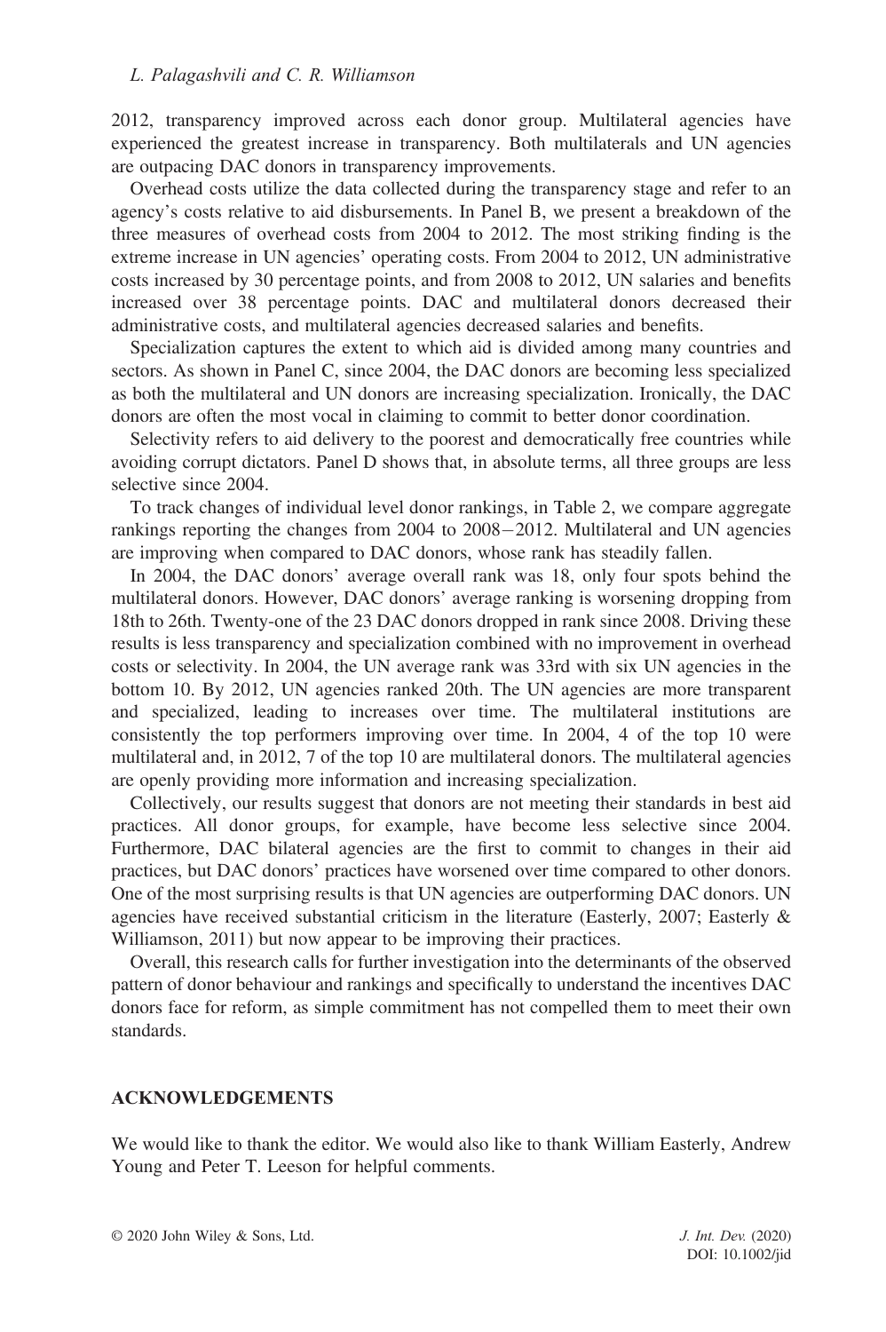2012, transparency improved across each donor group. Multilateral agencies have experienced the greatest increase in transparency. Both multilaterals and UN agencies are outpacing DAC donors in transparency improvements.

Overhead costs utilize the data collected during the transparency stage and refer to an agency's costs relative to aid disbursements. In Panel B, we present a breakdown of the three measures of overhead costs from 2004 to 2012. The most striking finding is the extreme increase in UN agencies' operating costs. From 2004 to 2012, UN administrative costs increased by 30 percentage points, and from 2008 to 2012, UN salaries and benefits increased over 38 percentage points. DAC and multilateral donors decreased their administrative costs, and multilateral agencies decreased salaries and benefits.

Specialization captures the extent to which aid is divided among many countries and sectors. As shown in Panel C, since 2004, the DAC donors are becoming less specialized as both the multilateral and UN donors are increasing specialization. Ironically, the DAC donors are often the most vocal in claiming to commit to better donor coordination.

Selectivity refers to aid delivery to the poorest and democratically free countries while avoiding corrupt dictators. Panel D shows that, in absolute terms, all three groups are less selective since 2004.

To track changes of individual level donor rankings, in Table 2, we compare aggregate rankings reporting the changes from 2004 to 2008−2012. Multilateral and UN agencies are improving when compared to DAC donors, whose rank has steadily fallen.

In 2004, the DAC donors' average overall rank was 18, only four spots behind the multilateral donors. However, DAC donors' average ranking is worsening dropping from 18th to 26th. Twenty-one of the 23 DAC donors dropped in rank since 2008. Driving these results is less transparency and specialization combined with no improvement in overhead costs or selectivity. In 2004, the UN average rank was 33rd with six UN agencies in the bottom 10. By 2012, UN agencies ranked 20th. The UN agencies are more transparent and specialized, leading to increases over time. The multilateral institutions are consistently the top performers improving over time. In 2004, 4 of the top 10 were multilateral and, in 2012, 7 of the top 10 are multilateral donors. The multilateral agencies are openly providing more information and increasing specialization.

Collectively, our results suggest that donors are not meeting their standards in best aid practices. All donor groups, for example, have become less selective since 2004. Furthermore, DAC bilateral agencies are the first to commit to changes in their aid practices, but DAC donors' practices have worsened over time compared to other donors. One of the most surprising results is that UN agencies are outperforming DAC donors. UN agencies have received substantial criticism in the literature (Easterly, 2007; Easterly & Williamson, 2011) but now appear to be improving their practices.

Overall, this research calls for further investigation into the determinants of the observed pattern of donor behaviour and rankings and specifically to understand the incentives DAC donors face for reform, as simple commitment has not compelled them to meet their own standards.

## ACKNOWLEDGEMENTS

We would like to thank the editor. We would also like to thank William Easterly, Andrew Young and Peter T. Leeson for helpful comments.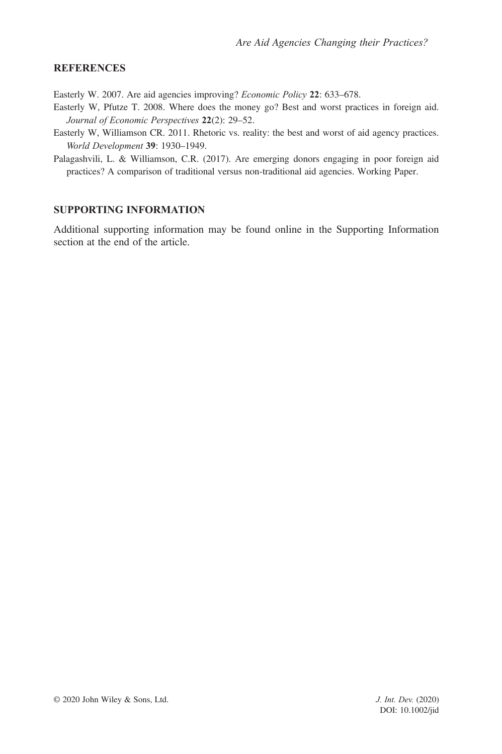## REFERENCES

Easterly W. 2007. Are aid agencies improving? *Economic Policy* **22**: 633–678.

Easterly W, Pfutze T. 2008. Where does the money go? Best and worst practices in foreign aid. *Journal of Economic Perspectives* **22**(2): 29–52.

Easterly W, Williamson CR. 2011. Rhetoric vs. reality: the best and worst of aid agency practices. *World Development* **39**: 1930–1949.

Palagashvili, L. & Williamson, C.R. (2017). Are emerging donors engaging in poor foreign aid practices? A comparison of traditional versus non-traditional aid agencies. Working Paper.

## SUPPORTING INFORMATION

Additional supporting information may be found online in the Supporting Information section at the end of the article.